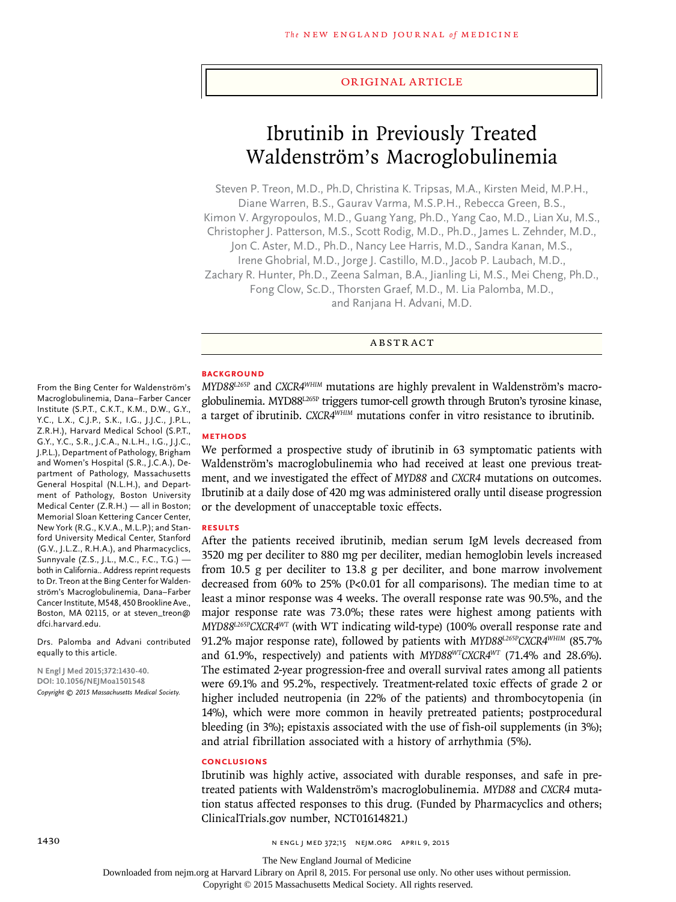ORIGINAL ARTICLE

# Ibrutinib in Previously Treated Waldenström's Macroglobulinemia

Steven P. Treon, M.D., Ph.D, Christina K. Tripsas, M.A., Kirsten Meid, M.P.H., Diane Warren, B.S., Gaurav Varma, M.S.P.H., Rebecca Green, B.S., Kimon V. Argyropoulos, M.D., Guang Yang, Ph.D., Yang Cao, M.D., Lian Xu, M.S., Christopher J. Patterson, M.S., Scott Rodig, M.D., Ph.D., James L. Zehnder, M.D., Jon C. Aster, M.D., Ph.D., Nancy Lee Harris, M.D., Sandra Kanan, M.S., Irene Ghobrial, M.D., Jorge J. Castillo, M.D., Jacob P. Laubach, M.D., Zachary R. Hunter, Ph.D., Zeena Salman, B.A., Jianling Li, M.S., Mei Cheng, Ph.D., Fong Clow, Sc.D., Thorsten Graef, M.D., M. Lia Palomba, M.D., and Ranjana H. Advani, M.D.

## ABSTRACT

### BACKGROUND

*MYD88*$^{L265P}$ and *CXCR4*$^{WHIM}$ mutations are highly prevalent in Waldenström's macroglobulinemia. MYD88$^{L265P}$ triggers tumor-cell growth through Bruton's tyrosine kinase, a target of ibrutinib. *CXCR4*$^{WHIM}$ mutations confer in vitro resistance to ibrutinib.

### METHODS

We performed a prospective study of ibrutinib in 63 symptomatic patients with Waldenström's macroglobulinemia who had received at least one previous treatment, and we investigated the effect of *MYD88* and *CXCR4* mutations on outcomes. Ibrutinib at a daily dose of 420 mg was administered orally until disease progression or the development of unacceptable toxic effects.

### RESULTS

After the patients received ibrutinib, median serum IgM levels decreased from 3520 mg per deciliter to 880 mg per deciliter, median hemoglobin levels increased from 10.5 g per deciliter to 13.8 g per deciliter, and bone marrow involvement decreased from 60% to 25% (P<0.01 for all comparisons). The median time to at least a minor response was 4 weeks. The overall response rate was 90.5%, and the major response rate was 73.0%; these rates were highest among patients with *MYD88*$^{L265P}$*CXCR4*$^{WT}$ (with WT indicating wild-type) (100% overall response rate and 91.2% major response rate), followed by patients with *MYD88*$^{L265P}$*CXCR4*$^{WHIM}$ (85.7% and 61.9%, respectively) and patients with *MYD88*$^{WT}$*CXCR4*$^{WT}$ (71.4% and 28.6%). The estimated 2-year progression-free and overall survival rates among all patients were 69.1% and 95.2%, respectively. Treatment-related toxic effects of grade 2 or higher included neutropenia (in 22% of the patients) and thrombocytopenia (in 14%), which were more common in heavily pretreated patients; postprocedural bleeding (in 3%); epistaxis associated with the use of fish-oil supplements (in 3%); and atrial fibrillation associated with a history of arrhythmia (5%).

### CONCLUSIONS

Ibrutinib was highly active, associated with durable responses, and safe in pretreated patients with Waldenström's macroglobulinemia. *MYD88* and *CXCR4* mutation status affected responses to this drug. (Funded by Pharmacyclics and others; ClinicalTrials.gov number, NCT01614821.)

From the Bing Center for Waldenström's Macroglobulinemia, Dana–Farber Cancer Institute (S.P.T., C.K.T., K.M., D.W., G.Y., Y.C., L.X., C.J.P., S.K., I.G., J.J.C., J.P.L., Z.R.H.), Harvard Medical School (S.P.T., G.Y., Y.C., S.R., J.C.A., N.L.H., I.G., J.J.C., J.P.L.), Department of Pathology, Brigham and Women's Hospital (S.R., J.C.A.), Department of Pathology, Massachusetts General Hospital (N.L.H.), and Department of Pathology, Boston University Medical Center (Z.R.H.) — all in Boston; Memorial Sloan Kettering Cancer Center, New York (R.G., K.V.A., M.L.P.); and Stanford University Medical Center, Stanford (G.V., J.L.Z., R.H.A.), and Pharmacyclics, Sunnyvale (Z.S., J.L., M.C., F.C., T.G.) — both in California.. Address reprint requests to Dr. Treon at the Bing Center for Waldenström's Macroglobulinemia, Dana–Farber Cancer Institute, M548, 450 Brookline Ave., Boston, MA 02115, or at steven_treon@dfci.harvard.edu.

Drs. Palomba and Advani contributed equally to this article.

N Engl J Med 2015;372:1430-40.
DOI: 10.1056/NEJMoa1501548
Copyright © 2015 Massachusetts Medical Society.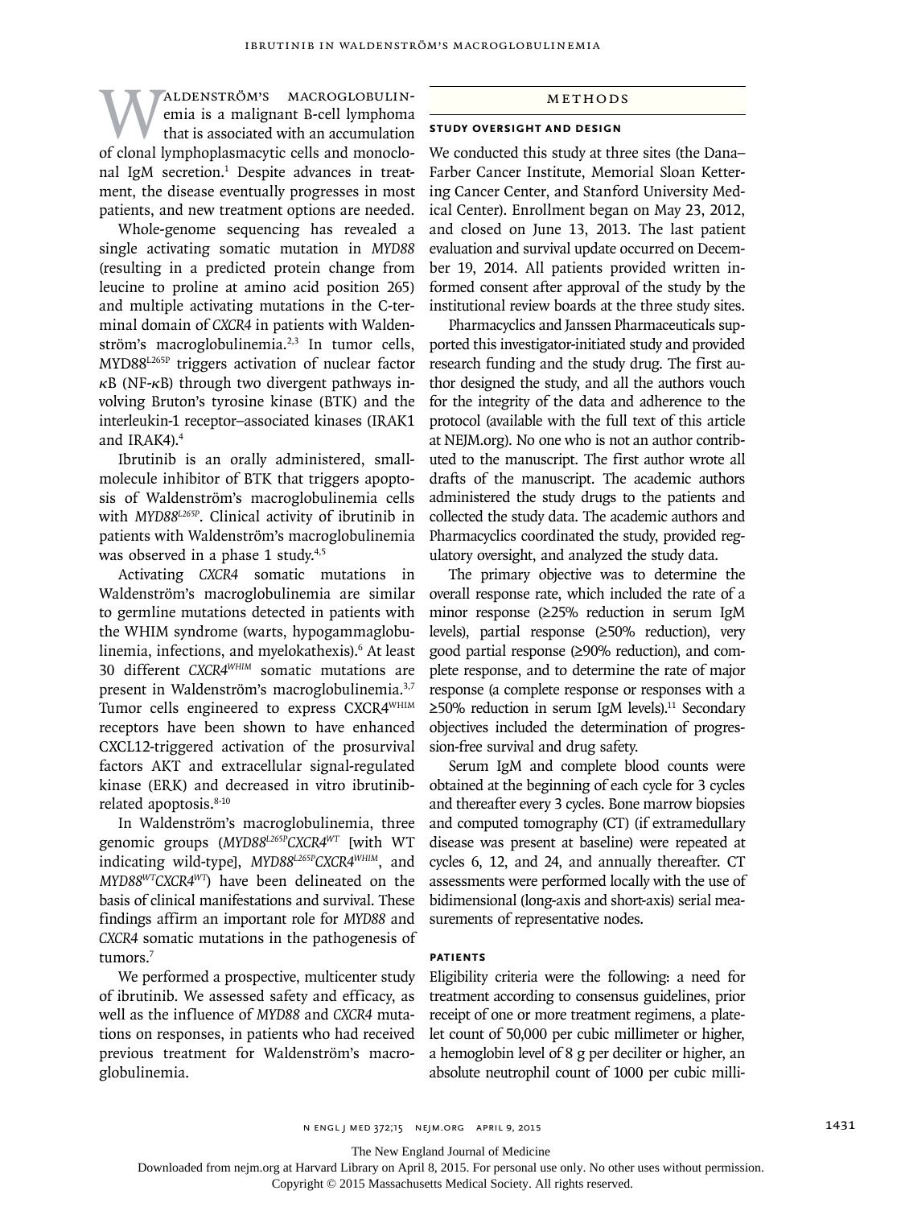Waldenström's macroglobulinemia is a malignant B-cell lymphoma that is associated with an accumulation of clonal lymphoplasmacytic cells and monoclonal IgM secretion.[1] Despite advances in treatment, the disease eventually progresses in most patients, and new treatment options are needed.

Whole-genome sequencing has revealed a single activating somatic mutation in *MYD88* (resulting in a predicted protein change from leucine to proline at amino acid position 265) and multiple activating mutations in the C-terminal domain of *CXCR4* in patients with Waldenström's macroglobulinemia.[2,3] In tumor cells, $MYD88^{L265P}$ triggers activation of nuclear factor κB (NF-κB) through two divergent pathways involving Bruton's tyrosine kinase (BTK) and the interleukin-1 receptor–associated kinases (IRAK1 and IRAK4).[4]

Ibrutinib is an orally administered, small-molecule inhibitor of BTK that triggers apoptosis of Waldenström's macroglobulinemia cells with $MYD88^{L265P}$. Clinical activity of ibrutinib in patients with Waldenström's macroglobulinemia was observed in a phase 1 study.[4,5]

Activating *CXCR4* somatic mutations in Waldenström's macroglobulinemia are similar to germline mutations detected in patients with the WHIM syndrome (warts, hypogammaglobulinemia, infections, and myelokathexis).[6] At least 30 different $CXCR4^{WHIM}$ somatic mutations are present in Waldenström's macroglobulinemia.[3,7] Tumor cells engineered to express $CXCR4^{WHIM}$ receptors have been shown to have enhanced CXCL12-triggered activation of the prosurvival factors AKT and extracellular signal-regulated kinase (ERK) and decreased in vitro ibrutinib-related apoptosis.[8-10]

In Waldenström's macroglobulinemia, three genomic groups ($MYD88^{L265P}CXCR4^{WT}$ [with WT indicating wild-type], $MYD88^{L265P}CXCR4^{WHIM}$, and $MYD88^{WT}CXCR4^{WT}$) have been delineated on the basis of clinical manifestations and survival. These findings affirm an important role for *MYD88* and *CXCR4* somatic mutations in the pathogenesis of tumors.[7]

We performed a prospective, multicenter study of ibrutinib. We assessed safety and efficacy, as well as the influence of *MYD88* and *CXCR4* mutations on responses, in patients who had received previous treatment for Waldenström's macroglobulinemia.

## Methods

### Study Oversight and Design

We conducted this study at three sites (the Dana–Farber Cancer Institute, Memorial Sloan Kettering Cancer Center, and Stanford University Medical Center). Enrollment began on May 23, 2012, and closed on June 13, 2013. The last patient evaluation and survival update occurred on December 19, 2014. All patients provided written informed consent after approval of the study by the institutional review boards at the three study sites.

Pharmacyclics and Janssen Pharmaceuticals supported this investigator-initiated study and provided research funding and the study drug. The first author designed the study, and all the authors vouch for the integrity of the data and adherence to the protocol (available with the full text of this article at NEJM.org). No one who is not an author contributed to the manuscript. The first author wrote all drafts of the manuscript. The academic authors administered the study drugs to the patients and collected the study data. The academic authors and Pharmacyclics coordinated the study, provided regulatory oversight, and analyzed the study data.

The primary objective was to determine the overall response rate, which included the rate of a minor response (≥25% reduction in serum IgM levels), partial response (≥50% reduction), very good partial response (≥90% reduction), and complete response, and to determine the rate of major response (a complete response or responses with a ≥50% reduction in serum IgM levels).[11] Secondary objectives included the determination of progression-free survival and drug safety.

Serum IgM and complete blood counts were obtained at the beginning of each cycle for 3 cycles and thereafter every 3 cycles. Bone marrow biopsies and computed tomography (CT) (if extramedullary disease was present at baseline) were repeated at cycles 6, 12, and 24, and annually thereafter. CT assessments were performed locally with the use of bidimensional (long-axis and short-axis) serial measurements of representative nodes.

### Patients

Eligibility criteria were the following: a need for treatment according to consensus guidelines, prior receipt of one or more treatment regimens, a platelet count of 50,000 per cubic millimeter or higher, a hemoglobin level of 8 g per deciliter or higher, an absolute neutrophil count of 1000 per cubic milli-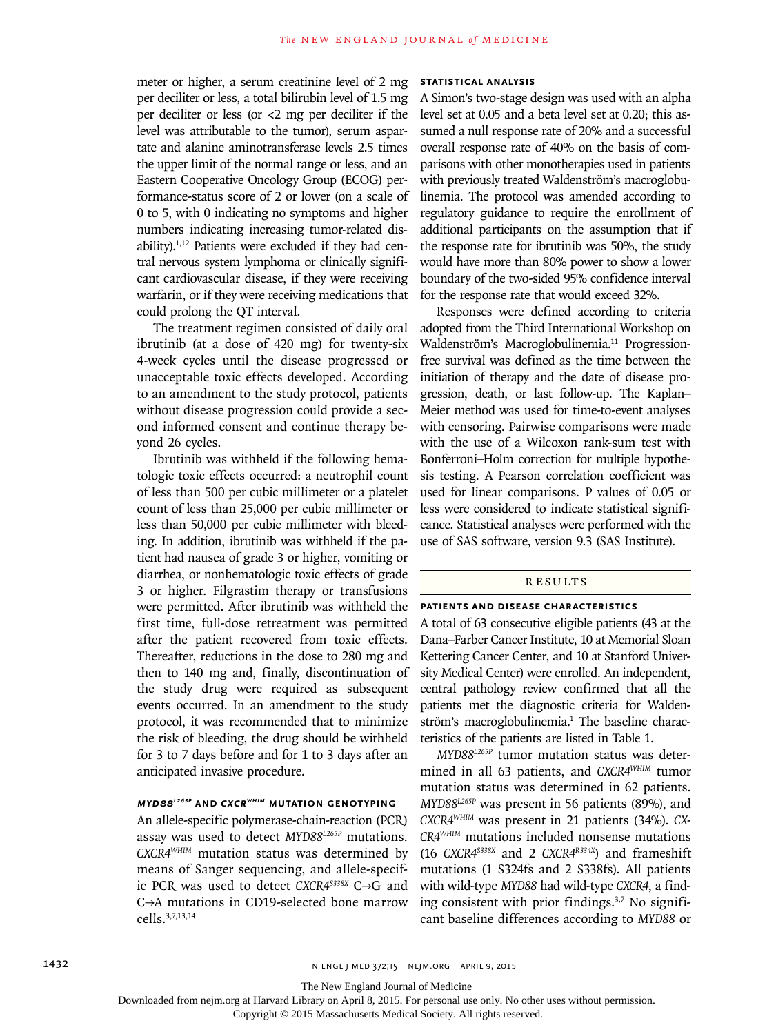meter or higher, a serum creatinine level of 2 mg per deciliter or less, a total bilirubin level of 1.5 mg per deciliter or less (or <2 mg per deciliter if the level was attributable to the tumor), serum aspartate and alanine aminotransferase levels 2.5 times the upper limit of the normal range or less, and an Eastern Cooperative Oncology Group (ECOG) performance-status score of 2 or lower (on a scale of 0 to 5, with 0 indicating no symptoms and higher numbers indicating increasing tumor-related disability).[1,12] Patients were excluded if they had central nervous system lymphoma or clinically significant cardiovascular disease, if they were receiving warfarin, or if they were receiving medications that could prolong the QT interval.

The treatment regimen consisted of daily oral ibrutinib (at a dose of 420 mg) for twenty-six 4-week cycles until the disease progressed or unacceptable toxic effects developed. According to an amendment to the study protocol, patients without disease progression could provide a second informed consent and continue therapy beyond 26 cycles.

Ibrutinib was withheld if the following hematologic toxic effects occurred: a neutrophil count of less than 500 per cubic millimeter or a platelet count of less than 25,000 per cubic millimeter or less than 50,000 per cubic millimeter with bleeding. In addition, ibrutinib was withheld if the patient had nausea of grade 3 or higher, vomiting or diarrhea, or nonhematologic toxic effects of grade 3 or higher. Filgrastim therapy or transfusions were permitted. After ibrutinib was withheld the first time, full-dose retreatment was permitted after the patient recovered from toxic effects. Thereafter, reductions in the dose to 280 mg and then to 140 mg and, finally, discontinuation of the study drug were required as subsequent events occurred. In an amendment to the study protocol, it was recommended that to minimize the risk of bleeding, the drug should be withheld for 3 to 7 days before and for 1 to 3 days after an anticipated invasive procedure.

### *MYD88*$^{L265P}$ AND *CXCR*$^{WHIM}$ MUTATION GENOTYPING

An allele-specific polymerase-chain-reaction (PCR) assay was used to detect *MYD88*$^{L265P}$ mutations. *CXCR4*$^{WHIM}$ mutation status was determined by means of Sanger sequencing, and allele-specific PCR was used to detect *CXCR4*$^{S338X}$ C→G and C→A mutations in CD19-selected bone marrow cells.[3,7,13,14]

### STATISTICAL ANALYSIS

A Simon's two-stage design was used with an alpha level set at 0.05 and a beta level set at 0.20; this assumed a null response rate of 20% and a successful overall response rate of 40% on the basis of comparisons with other monotherapies used in patients with previously treated Waldenström's macroglobulinemia. The protocol was amended according to regulatory guidance to require the enrollment of additional participants on the assumption that if the response rate for ibrutinib was 50%, the study would have more than 80% power to show a lower boundary of the two-sided 95% confidence interval for the response rate that would exceed 32%.

Responses were defined according to criteria adopted from the Third International Workshop on Waldenström's Macroglobulinemia.[11] Progression-free survival was defined as the time between the initiation of therapy and the date of disease progression, death, or last follow-up. The Kaplan–Meier method was used for time-to-event analyses with censoring. Pairwise comparisons were made with the use of a Wilcoxon rank-sum test with Bonferroni–Holm correction for multiple hypothesis testing. A Pearson correlation coefficient was used for linear comparisons. P values of 0.05 or less were considered to indicate statistical significance. Statistical analyses were performed with the use of SAS software, version 9.3 (SAS Institute).

## RESULTS

### PATIENTS AND DISEASE CHARACTERISTICS

A total of 63 consecutive eligible patients (43 at the Dana–Farber Cancer Institute, 10 at Memorial Sloan Kettering Cancer Center, and 10 at Stanford University Medical Center) were enrolled. An independent, central pathology review confirmed that all the patients met the diagnostic criteria for Waldenström's macroglobulinemia.[1] The baseline characteristics of the patients are listed in Table 1.

*MYD88*$^{L265P}$ tumor mutation status was determined in all 63 patients, and *CXCR4*$^{WHIM}$ tumor mutation status was determined in 62 patients. *MYD88*$^{L265P}$ was present in 56 patients (89%), and *CXCR4*$^{WHIM}$ was present in 21 patients (34%). *CXCR4*$^{WHIM}$ mutations included nonsense mutations (16 *CXCR4*$^{S338X}$ and 2 *CXCR4*$^{R334X}$) and frameshift mutations (1 S324fs and 2 S338fs). All patients with wild-type *MYD88* had wild-type *CXCR4*, a finding consistent with prior findings.[3,7] No significant baseline differences according to *MYD88* or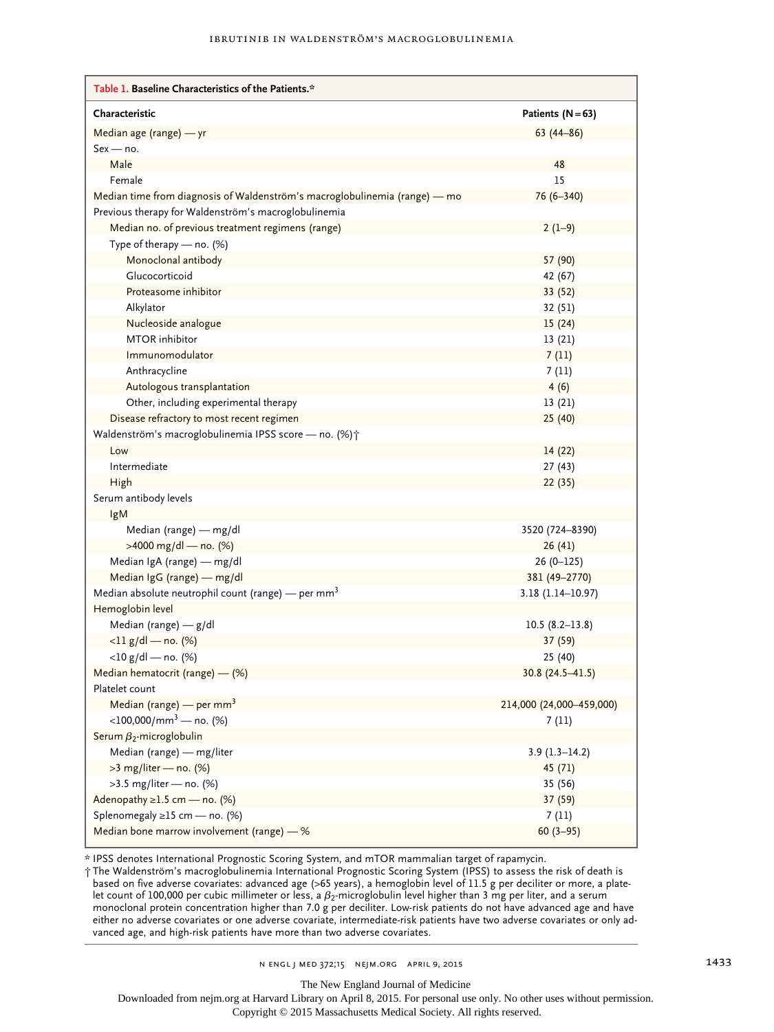**Table 1. Baseline Characteristics of the Patients.***

| Characteristic | Patients (N=63) |
|---|---|
| Median age (range) — yr | 63 (44–86) |
| Sex — no. | |
| Male | 48 |
| Female | 15 |
| Median time from diagnosis of Waldenström's macroglobulinemia (range) — mo | 76 (6–340) |
| Previous therapy for Waldenström's macroglobulinemia | |
| Median no. of previous treatment regimens (range) | 2 (1–9) |
| Type of therapy — no. (%) | |
| Monoclonal antibody | 57 (90) |
| Glucocorticoid | 42 (67) |
| Proteasome inhibitor | 33 (52) |
| Alkylator | 32 (51) |
| Nucleoside analogue | 15 (24) |
| MTOR inhibitor | 13 (21) |
| Immunomodulator | 7 (11) |
| Anthracycline | 7 (11) |
| Autologous transplantation | 4 (6) |
| Other, including experimental therapy | 13 (21) |
| Disease refractory to most recent regimen | 25 (40) |
| Waldenström's macroglobulinemia IPSS score — no. (%)† | |
| Low | 14 (22) |
| Intermediate | 27 (43) |
| High | 22 (35) |
| Serum antibody levels | |
| IgM | |
| Median (range) — mg/dl | 3520 (724–8390) |
| >4000 mg/dl — no. (%) | 26 (41) |
| Median IgA (range) — mg/dl | 26 (0–125) |
| Median IgG (range) — mg/dl | 381 (49–2770) |
| Median absolute neutrophil count (range) — per $mm^3$ | 3.18 (1.14–10.97) |
| Hemoglobin level | |
| Median (range) — g/dl | 10.5 (8.2–13.8) |
| <11 g/dl — no. (%) | 37 (59) |
| <10 g/dl — no. (%) | 25 (40) |
| Median hematocrit (range) — (%) | 30.8 (24.5–41.5) |
| Platelet count | |
| Median (range) — per $mm^3$ | 214,000 (24,000–459,000) |
| <100,000/$mm^3$ — no. (%) | 7 (11) |
| Serum $\beta_2$-microglobulin | |
| Median (range) — mg/liter | 3.9 (1.3–14.2) |
| >3 mg/liter — no. (%) | 45 (71) |
| >3.5 mg/liter — no. (%) | 35 (56) |
| Adenopathy ≥1.5 cm — no. (%) | 37 (59) |
| Splenomegaly ≥15 cm — no. (%) | 7 (11) |
| Median bone marrow involvement (range) — % | 60 (3–95) |

\* IPSS denotes International Prognostic Scoring System, and mTOR mammalian target of rapamycin.

† The Waldenström's macroglobulinemia International Prognostic Scoring System (IPSS) to assess the risk of death is based on five adverse covariates: advanced age (>65 years), a hemoglobin level of 11.5 g per deciliter or more, a platelet count of 100,000 per cubic millimeter or less, a $\beta_2$-microglobulin level higher than 3 mg per liter, and a serum monoclonal protein concentration higher than 7.0 g per deciliter. Low-risk patients do not have advanced age and have either no adverse covariates or one adverse covariate, intermediate-risk patients have two adverse covariates or only advanced age, and high-risk patients have more than two adverse covariates.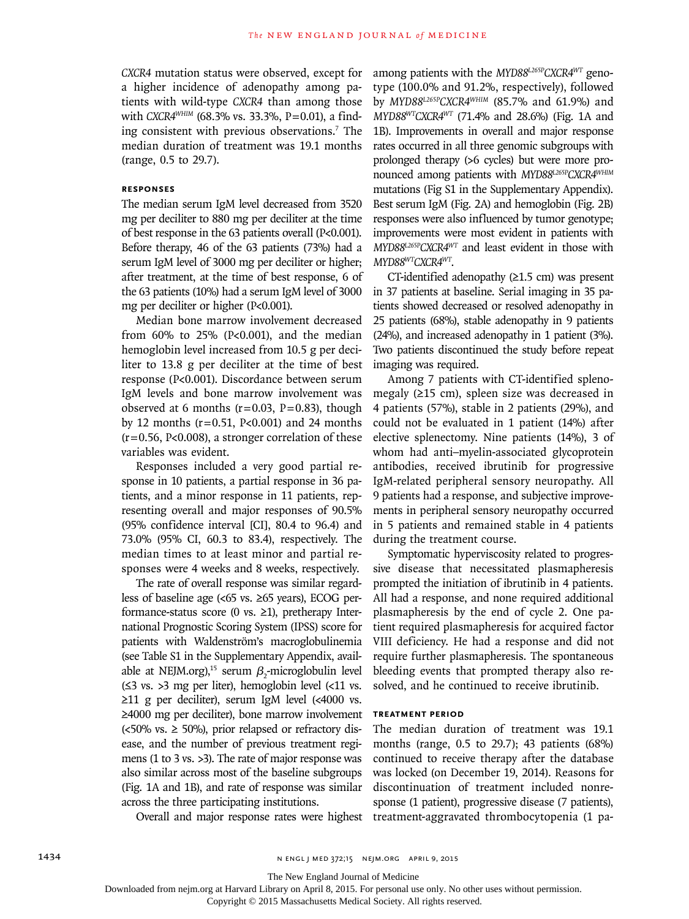*CXCR4* mutation status were observed, except for a higher incidence of adenopathy among patients with wild-type *CXCR4* than among those with $CXCR4^{WHIM}$ (68.3% vs. 33.3%, P=0.01), a finding consistent with previous observations.[7] The median duration of treatment was 19.1 months (range, 0.5 to 29.7).

#### RESPONSES

The median serum IgM level decreased from 3520 mg per deciliter to 880 mg per deciliter at the time of best response in the 63 patients overall (P<0.001). Before therapy, 46 of the 63 patients (73%) had a serum IgM level of 3000 mg per deciliter or higher; after treatment, at the time of best response, 6 of the 63 patients (10%) had a serum IgM level of 3000 mg per deciliter or higher (P<0.001).

Median bone marrow involvement decreased from 60% to 25% (P<0.001), and the median hemoglobin level increased from 10.5 g per deciliter to 13.8 g per deciliter at the time of best response (P<0.001). Discordance between serum IgM levels and bone marrow involvement was observed at 6 months (r=0.03, P=0.83), though by 12 months (r=0.51, P<0.001) and 24 months (r=0.56, P<0.008), a stronger correlation of these variables was evident.

Responses included a very good partial response in 10 patients, a partial response in 36 patients, and a minor response in 11 patients, representing overall and major responses of 90.5% (95% confidence interval [CI], 80.4 to 96.4) and 73.0% (95% CI, 60.3 to 83.4), respectively. The median times to at least minor and partial responses were 4 weeks and 8 weeks, respectively.

The rate of overall response was similar regardless of baseline age (<65 vs. ≥65 years), ECOG performance-status score (0 vs. ≥1), pretherapy International Prognostic Scoring System (IPSS) score for patients with Waldenström's macroglobulinemia (see Table S1 in the Supplementary Appendix, available at NEJM.org),[15] serum $\beta_2$-microglobulin level (≤3 vs. >3 mg per liter), hemoglobin level (<11 vs. ≥11 g per deciliter), serum IgM level (<4000 vs. ≥4000 mg per deciliter), bone marrow involvement (<50% vs. ≥ 50%), prior relapsed or refractory disease, and the number of previous treatment regimens (1 to 3 vs. >3). The rate of major response was also similar across most of the baseline subgroups (Fig. 1A and 1B), and rate of response was similar across the three participating institutions.

Overall and major response rates were highest among patients with the $MYD88^{L265P}CXCR4^{WT}$ genotype (100.0% and 91.2%, respectively), followed by $MYD88^{L265P}CXCR4^{WHIM}$ (85.7% and 61.9%) and $MYD88^{WT}CXCR4^{WT}$ (71.4% and 28.6%) (Fig. 1A and 1B). Improvements in overall and major response rates occurred in all three genomic subgroups with prolonged therapy (>6 cycles) but were more pronounced among patients with $MYD88^{L265P}CXCR4^{WHIM}$ mutations (Fig S1 in the Supplementary Appendix). Best serum IgM (Fig. 2A) and hemoglobin (Fig. 2B) responses were also influenced by tumor genotype; improvements were most evident in patients with $MYD88^{L265P}CXCR4^{WT}$ and least evident in those with $MYD88^{WT}CXCR4^{WT}$.

CT-identified adenopathy (≥1.5 cm) was present in 37 patients at baseline. Serial imaging in 35 patients showed decreased or resolved adenopathy in 25 patients (68%), stable adenopathy in 9 patients (24%), and increased adenopathy in 1 patient (3%). Two patients discontinued the study before repeat imaging was required.

Among 7 patients with CT-identified splenomegaly (≥15 cm), spleen size was decreased in 4 patients (57%), stable in 2 patients (29%), and could not be evaluated in 1 patient (14%) after elective splenectomy. Nine patients (14%), 3 of whom had anti–myelin-associated glycoprotein antibodies, received ibrutinib for progressive IgM-related peripheral sensory neuropathy. All 9 patients had a response, and subjective improvements in peripheral sensory neuropathy occurred in 5 patients and remained stable in 4 patients during the treatment course.

Symptomatic hyperviscosity related to progressive disease that necessitated plasmapheresis prompted the initiation of ibrutinib in 4 patients. All had a response, and none required additional plasmapheresis by the end of cycle 2. One patient required plasmapheresis for acquired factor VIII deficiency. He had a response and did not require further plasmapheresis. The spontaneous bleeding events that prompted therapy also resolved, and he continued to receive ibrutinib.

#### TREATMENT PERIOD

The median duration of treatment was 19.1 months (range, 0.5 to 29.7); 43 patients (68%) continued to receive therapy after the database was locked (on December 19, 2014). Reasons for discontinuation of treatment included nonresponse (1 patient), progressive disease (7 patients), treatment-aggravated thrombocytopenia (1 pa-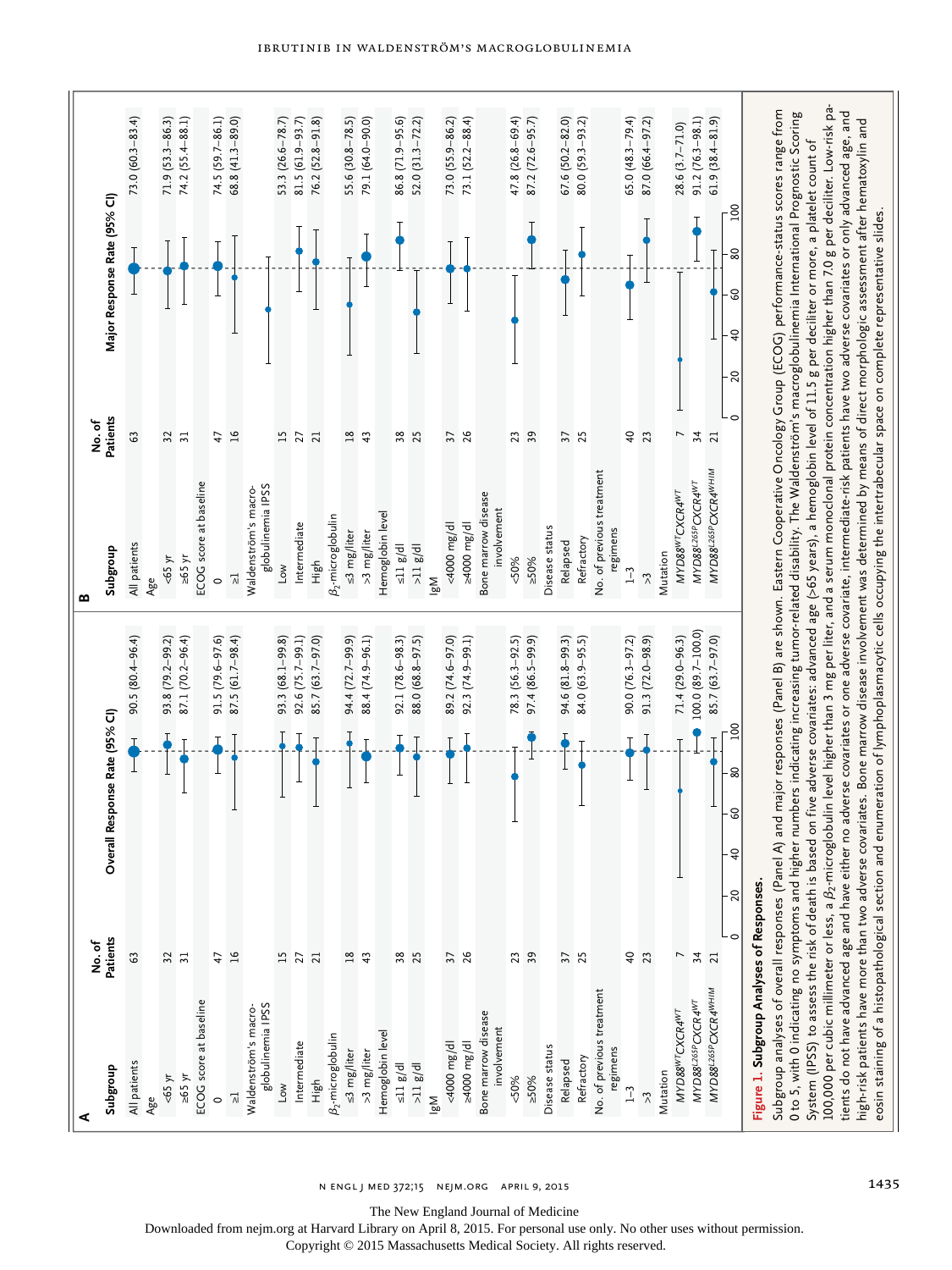**Figure 1. Subgroup Analyses of Responses.**

**A** Overall Response Rate (95% CI)

| Subgroup | No. of Patients | Overall Response Rate (95% CI) |
|---|---|---|
| All patients | 63 | 90.5 (80.4–96.4) |
| Age | | |
| <65 yr | 32 | 93.8 (79.2–99.2) |
| ≥65 yr | 31 | 87.1 (70.2–96.4) |
| ECOG score at baseline | | |
| 0 | 47 | 91.5 (79.6–97.6) |
| ≥1 | 16 | 87.5 (61.7–98.4) |
| Waldenström's macroglobulinemia IPSS | | |
| Low | 15 | 93.3 (68.1–99.8) |
| Intermediate | 27 | 92.6 (75.7–99.1) |
| High | 21 | 85.7 (63.7–97.0) |
| $\beta_2$-microglobulin | | |
| ≤3 mg/liter | 18 | 94.4 (72.7–99.9) |
| >3 mg/liter | 43 | 88.4 (74.9–96.1) |
| Hemoglobin level | | |
| ≤11 g/dl | 38 | 92.1 (78.6–98.3) |
| >11 g/dl | 25 | 88.0 (68.8–97.5) |
| IgM | | |
| <4000 mg/dl | 37 | 89.2 (74.6–97.0) |
| ≥4000 mg/dl | 26 | 92.3 (74.9–99.1) |
| Bone marrow disease involvement | | |
| <50% | 23 | 78.3 (56.3–92.5) |
| ≥50% | 39 | 97.4 (86.5–99.9) |
| Disease status | | |
| Relapsed | 37 | 94.6 (81.8–99.3) |
| Refractory | 25 | 84.0 (63.9–95.5) |
| No. of previous treatment regimens | | |
| 1–3 | 40 | 90.0 (76.3–97.2) |
| >3 | 23 | 91.3 (72.0–98.9) |
| Mutation | | |
| *MYD88*$^{WT}$*CXCR4*$^{WT}$ | 7 | 71.4 (29.0–96.3) |
| *MYD88*$^{L265P}$*CXCR4*$^{WT}$ | 34 | 100.0 (89.7–100.0) |
| *MYD88*$^{L265P}$*CXCR4*$^{WHIM}$ | 21 | 85.7 (63.7–97.0) |

**B** Major Response Rate (95% CI)

| Subgroup | No. of Patients | Major Response Rate (95% CI) |
|---|---|---|
| All patients | 63 | 73.0 (60.3–83.4) |
| Age | | |
| <65 yr | 32 | 71.9 (53.3–86.3) |
| ≥65 yr | 31 | 74.2 (55.4–88.1) |
| ECOG score at baseline | | |
| 0 | 47 | 74.5 (59.7–86.1) |
| ≥1 | 16 | 68.8 (41.3–89.0) |
| Waldenström's macroglobulinemia IPSS | | |
| Low | 15 | 53.3 (26.6–78.7) |
| Intermediate | 27 | 81.5 (61.9–93.7) |
| High | 21 | 76.2 (52.8–91.8) |
| $\beta_2$-microglobulin | | |
| ≤3 mg/liter | 18 | 55.6 (30.8–78.5) |
| >3 mg/liter | 43 | 79.1 (64.0–90.0) |
| Hemoglobin level | | |
| ≤11 g/dl | 38 | 86.8 (71.9–95.6) |
| >11 g/dl | 25 | 52.0 (31.3–72.2) |
| IgM | | |
| <4000 mg/dl | 37 | 73.0 (55.9–86.2) |
| ≥4000 mg/dl | 26 | 73.1 (52.2–88.4) |
| Bone marrow disease involvement | | |
| <50% | 23 | 47.8 (26.8–69.4) |
| ≥50% | 39 | 87.2 (72.6–95.7) |
| Disease status | | |
| Relapsed | 37 | 67.6 (50.2–82.0) |
| Refractory | 25 | 80.0 (59.3–93.2) |
| No. of previous treatment regimens | | |
| 1–3 | 40 | 65.0 (48.3–79.4) |
| >3 | 23 | 87.0 (66.4–97.2) |
| Mutation | | |
| *MYD88*$^{WT}$*CXCR4*$^{WT}$ | 7 | 28.6 (3.7–71.0) |
| *MYD88*$^{L265P}$*CXCR4*$^{WT}$ | 34 | 91.2 (76.3–98.1) |
| *MYD88*$^{L265P}$*CXCR4*$^{WHIM}$ | 21 | 61.9 (38.4–81.9) |

Subgroup analyses of overall responses (Panel A) and major responses (Panel B) are shown. Eastern Cooperative Oncology Group (ECOG) performance-status scores range from 0 to 5, with 0 indicating no symptoms and higher numbers indicating increasing tumor-related disability. The Waldenström's macroglobulinemia International Prognostic Scoring System (IPSS) to assess the risk of death is based on five adverse covariates: advanced age (>65 years), a hemoglobin level of 11.5 g per deciliter or more, a platelet count of 100,000 per cubic millimeter or less, a $\beta_2$-microglobulin level higher than 3 mg per liter, and a serum monoclonal protein concentration higher than 7.0 g per deciliter. Low-risk patients do not have advanced age and have either no adverse covariates or one adverse covariate, intermediate-risk patients have two adverse covariates or only advanced age, and high-risk patients have more than two adverse covariates. Bone marrow disease involvement was determined by means of direct morphologic assessment after hematoxylin and eosin staining of a histopathological section and enumeration of lymphoplasmacytic cells occupying the intertrabecular space on complete representative slides.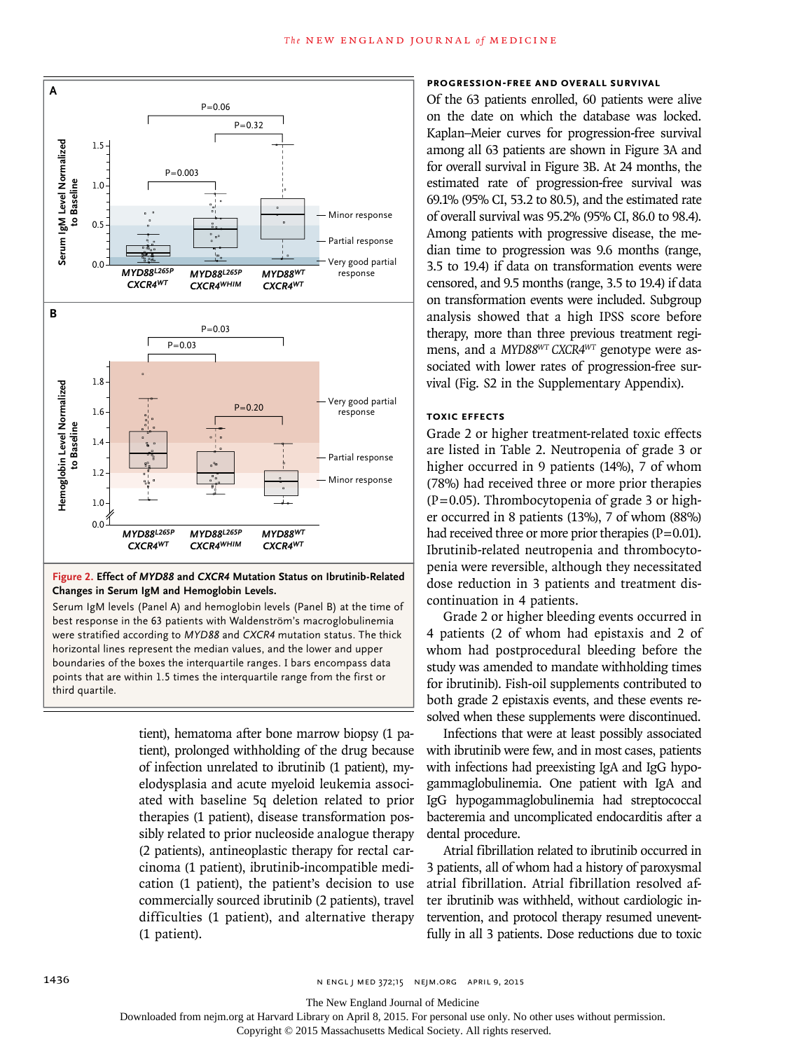**Figure 2. Effect of *MYD88* and *CXCR4* Mutation Status on Ibrutinib-Related Changes in Serum IgM and Hemoglobin Levels.**

Serum IgM levels (Panel A) and hemoglobin levels (Panel B) at the time of best response in the 63 patients with Waldenström's macroglobulinemia were stratified according to *MYD88* and *CXCR4* mutation status. The thick horizontal lines represent the median values, and the lower and upper boundaries of the boxes the interquartile ranges. I bars encompass data points that are within 1.5 times the interquartile range from the first or third quartile.

tient), hematoma after bone marrow biopsy (1 patient), prolonged withholding of the drug because of infection unrelated to ibrutinib (1 patient), myelodysplasia and acute myeloid leukemia associated with baseline 5q deletion related to prior therapies (1 patient), disease transformation possibly related to prior nucleoside analogue therapy (2 patients), antineoplastic therapy for rectal carcinoma (1 patient), ibrutinib-incompatible medication (1 patient), the patient's decision to use commercially sourced ibrutinib (2 patients), travel difficulties (1 patient), and alternative therapy (1 patient).

### PROGRESSION-FREE AND OVERALL SURVIVAL

Of the 63 patients enrolled, 60 patients were alive on the date on which the database was locked. Kaplan–Meier curves for progression-free survival among all 63 patients are shown in Figure 3A and for overall survival in Figure 3B. At 24 months, the estimated rate of progression-free survival was 69.1% (95% CI, 53.2 to 80.5), and the estimated rate of overall survival was 95.2% (95% CI, 86.0 to 98.4). Among patients with progressive disease, the median time to progression was 9.6 months (range, 3.5 to 19.4) if data on transformation events were censored, and 9.5 months (range, 3.5 to 19.4) if data on transformation events were included. Subgroup analysis showed that a high IPSS score before therapy, more than three previous treatment regimens, and a *MYD88*[WT] *CXCR4*[WT] genotype were associated with lower rates of progression-free survival (Fig. S2 in the Supplementary Appendix).

### TOXIC EFFECTS

Grade 2 or higher treatment-related toxic effects are listed in Table 2. Neutropenia of grade 3 or higher occurred in 9 patients (14%), 7 of whom (78%) had received three or more prior therapies ($P=0.05$). Thrombocytopenia of grade 3 or higher occurred in 8 patients (13%), 7 of whom (88%) had received three or more prior therapies ($P=0.01$). Ibrutinib-related neutropenia and thrombocytopenia were reversible, although they necessitated dose reduction in 3 patients and treatment discontinuation in 4 patients.

Grade 2 or higher bleeding events occurred in 4 patients (2 of whom had epistaxis and 2 of whom had postprocedural bleeding before the study was amended to mandate withholding times for ibrutinib). Fish-oil supplements contributed to both grade 2 epistaxis events, and these events resolved when these supplements were discontinued.

Infections that were at least possibly associated with ibrutinib were few, and in most cases, patients with infections had preexisting IgA and IgG hypogammaglobulinemia. One patient with IgA and IgG hypogammaglobulinemia had streptococcal bacteremia and uncomplicated endocarditis after a dental procedure.

Atrial fibrillation related to ibrutinib occurred in 3 patients, all of whom had a history of paroxysmal atrial fibrillation. Atrial fibrillation resolved after ibrutinib was withheld, without cardiologic intervention, and protocol therapy resumed uneventfully in all 3 patients. Dose reductions due to toxic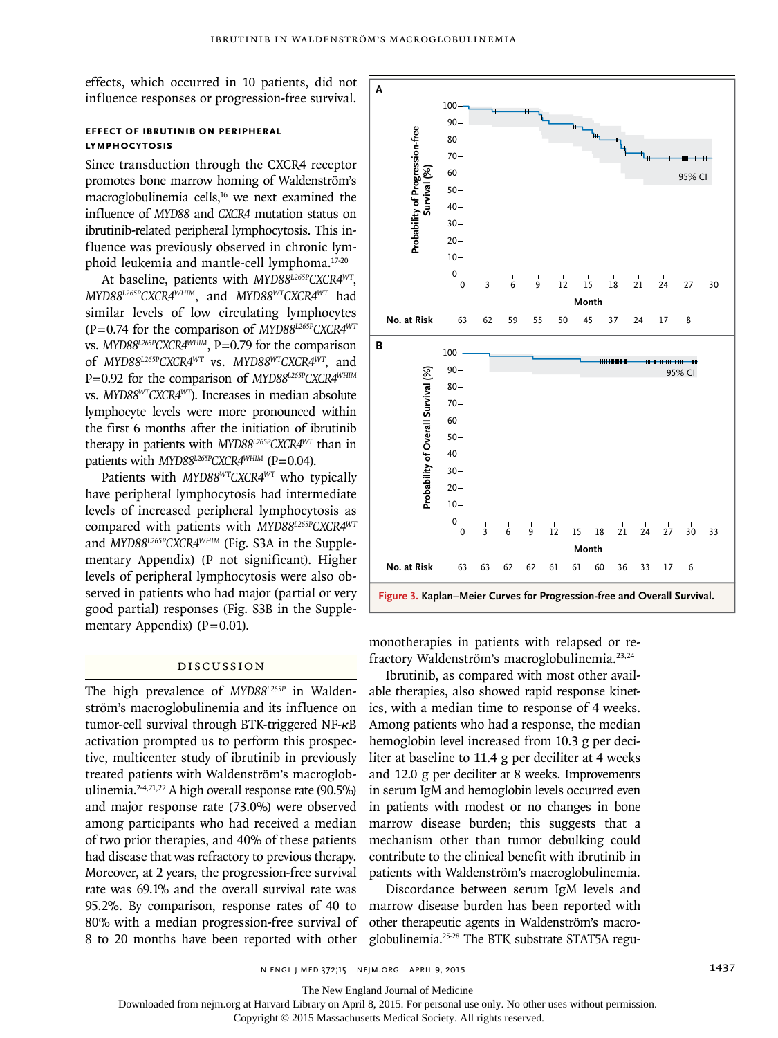effects, which occurred in 10 patients, did not influence responses or progression-free survival.

### EFFECT OF IBRUTINIB ON PERIPHERAL LYMPHOCYTOSIS

Since transduction through the CXCR4 receptor promotes bone marrow homing of Waldenström's macroglobulinemia cells,[16] we next examined the influence of *MYD88* and *CXCR4* mutation status on ibrutinib-related peripheral lymphocytosis. This influence was previously observed in chronic lymphoid leukemia and mantle-cell lymphoma.[17-20]

At baseline, patients with $MYD88^{L265P}CXCR4^{WT}$, $MYD88^{L265P}CXCR4^{WHIM}$, and $MYD88^{WT}CXCR4^{WT}$ had similar levels of low circulating lymphocytes ($P=0.74$ for the comparison of $MYD88^{L265P}CXCR4^{WT}$ vs. $MYD88^{L265P}CXCR4^{WHIM}$, $P=0.79$ for the comparison of $MYD88^{L265P}CXCR4^{WT}$ vs. $MYD88^{WT}CXCR4^{WT}$, and $P=0.92$ for the comparison of $MYD88^{L265P}CXCR4^{WHIM}$ vs. $MYD88^{WT}CXCR4^{WT}$). Increases in median absolute lymphocyte levels were more pronounced within the first 6 months after the initiation of ibrutinib therapy in patients with $MYD88^{L265P}CXCR4^{WT}$ than in patients with $MYD88^{L265P}CXCR4^{WHIM}$ ($P=0.04$).

Patients with $MYD88^{WT}CXCR4^{WT}$ who typically have peripheral lymphocytosis had intermediate levels of increased peripheral lymphocytosis as compared with patients with $MYD88^{L265P}CXCR4^{WT}$ and $MYD88^{L265P}CXCR4^{WHIM}$ (Fig. S3A in the Supplementary Appendix) (P not significant). Higher levels of peripheral lymphocytosis were also observed in patients who had major (partial or very good partial) responses (Fig. S3B in the Supplementary Appendix) ($P=0.01$).

## DISCUSSION

The high prevalence of $MYD88^{L265P}$ in Waldenström's macroglobulinemia and its influence on tumor-cell survival through BTK-triggered NF-κB activation prompted us to perform this prospective, multicenter study of ibrutinib in previously treated patients with Waldenström's macroglobulinemia.[2-4,21,22] A high overall response rate (90.5%) and major response rate (73.0%) were observed among participants who had received a median of two prior therapies, and 40% of these patients had disease that was refractory to previous therapy. Moreover, at 2 years, the progression-free survival rate was 69.1% and the overall survival rate was 95.2%. By comparison, response rates of 40 to 80% with a median progression-free survival of 8 to 20 months have been reported with other monotherapies in patients with relapsed or refractory Waldenström's macroglobulinemia.[23,24]

Ibrutinib, as compared with most other available therapies, also showed rapid response kinetics, with a median time to response of 4 weeks. Among patients who had a response, the median hemoglobin level increased from 10.3 g per deciliter at baseline to 11.4 g per deciliter at 4 weeks and 12.0 g per deciliter at 8 weeks. Improvements in serum IgM and hemoglobin levels occurred even in patients with modest or no changes in bone marrow disease burden; this suggests that a mechanism other than tumor debulking could contribute to the clinical benefit with ibrutinib in patients with Waldenström's macroglobulinemia.

Discordance between serum IgM levels and marrow disease burden has been reported with other therapeutic agents in Waldenström's macroglobulinemia.[25-28] The BTK substrate STAT5A regu-

**Figure 3. Kaplan–Meier Curves for Progression-free and Overall Survival.**

A: Probability of Progression-free Survival (%) by Month (95% CI)

| Month | 0 | 3 | 6 | 9 | 12 | 15 | 18 | 21 | 24 | 27 |
|---|---|---|---|---|---|---|---|---|---|---|
| No. at Risk | 63 | 62 | 59 | 55 | 50 | 45 | 37 | 24 | 17 | 8 |

B: Probability of Overall Survival (%) by Month (95% CI)

| Month | 0 | 3 | 6 | 9 | 12 | 15 | 18 | 21 | 24 | 27 | 30 |
|---|---|---|---|---|---|---|---|---|---|---|---|
| No. at Risk | 63 | 63 | 62 | 62 | 61 | 61 | 60 | 36 | 33 | 17 | 6 |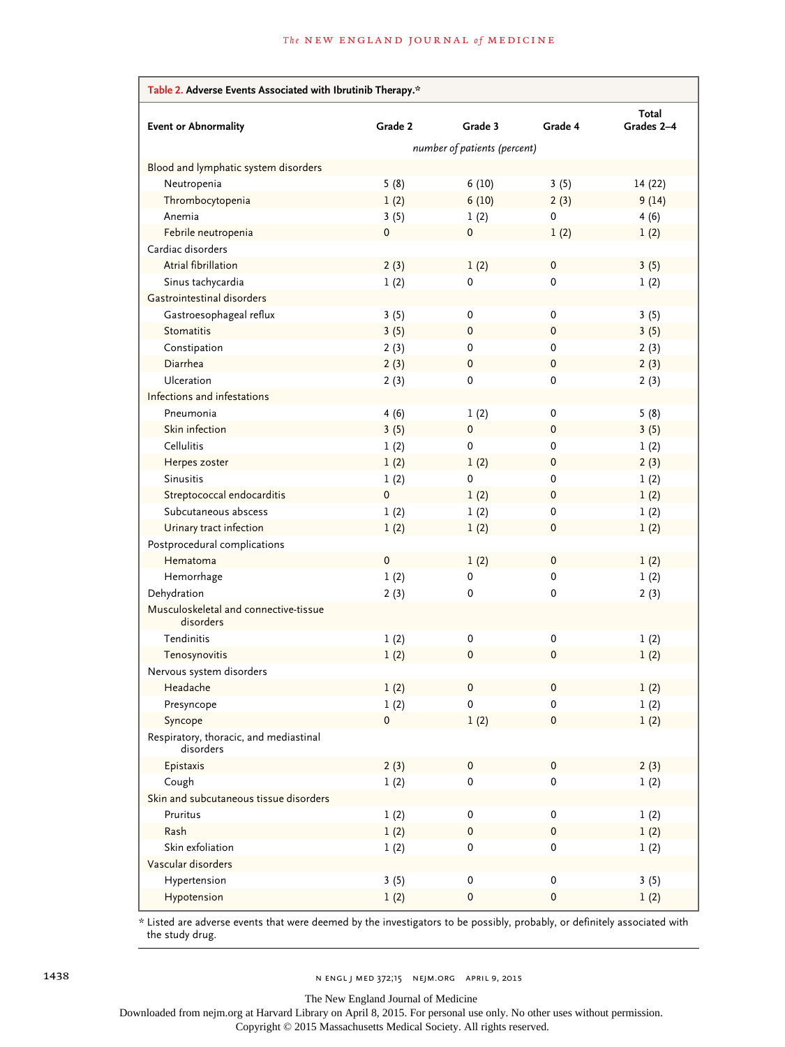**Table 2. Adverse Events Associated with Ibrutinib Therapy.***

| Event or Abnormality | Grade 2 | Grade 3 | Grade 4 | Total Grades 2–4 |
|---|---|---|---|---|
| | *number of patients (percent)* | | | |
| Blood and lymphatic system disorders | | | | |
| Neutropenia | 5 (8) | 6 (10) | 3 (5) | 14 (22) |
| Thrombocytopenia | 1 (2) | 6 (10) | 2 (3) | 9 (14) |
| Anemia | 3 (5) | 1 (2) | 0 | 4 (6) |
| Febrile neutropenia | 0 | 0 | 1 (2) | 1 (2) |
| Cardiac disorders | | | | |
| Atrial fibrillation | 2 (3) | 1 (2) | 0 | 3 (5) |
| Sinus tachycardia | 1 (2) | 0 | 0 | 1 (2) |
| Gastrointestinal disorders | | | | |
| Gastroesophageal reflux | 3 (5) | 0 | 0 | 3 (5) |
| Stomatitis | 3 (5) | 0 | 0 | 3 (5) |
| Constipation | 2 (3) | 0 | 0 | 2 (3) |
| Diarrhea | 2 (3) | 0 | 0 | 2 (3) |
| Ulceration | 2 (3) | 0 | 0 | 2 (3) |
| Infections and infestations | | | | |
| Pneumonia | 4 (6) | 1 (2) | 0 | 5 (8) |
| Skin infection | 3 (5) | 0 | 0 | 3 (5) |
| Cellulitis | 1 (2) | 0 | 0 | 1 (2) |
| Herpes zoster | 1 (2) | 1 (2) | 0 | 2 (3) |
| Sinusitis | 1 (2) | 0 | 0 | 1 (2) |
| Streptococcal endocarditis | 0 | 1 (2) | 0 | 1 (2) |
| Subcutaneous abscess | 1 (2) | 1 (2) | 0 | 1 (2) |
| Urinary tract infection | 1 (2) | 1 (2) | 0 | 1 (2) |
| Postprocedural complications | | | | |
| Hematoma | 0 | 1 (2) | 0 | 1 (2) |
| Hemorrhage | 1 (2) | 0 | 0 | 1 (2) |
| Dehydration | 2 (3) | 0 | 0 | 2 (3) |
| Musculoskeletal and connective-tissue disorders | | | | |
| Tendinitis | 1 (2) | 0 | 0 | 1 (2) |
| Tenosynovitis | 1 (2) | 0 | 0 | 1 (2) |
| Nervous system disorders | | | | |
| Headache | 1 (2) | 0 | 0 | 1 (2) |
| Presyncope | 1 (2) | 0 | 0 | 1 (2) |
| Syncope | 0 | 1 (2) | 0 | 1 (2) |
| Respiratory, thoracic, and mediastinal disorders | | | | |
| Epistaxis | 2 (3) | 0 | 0 | 2 (3) |
| Cough | 1 (2) | 0 | 0 | 1 (2) |
| Skin and subcutaneous tissue disorders | | | | |
| Pruritus | 1 (2) | 0 | 0 | 1 (2) |
| Rash | 1 (2) | 0 | 0 | 1 (2) |
| Skin exfoliation | 1 (2) | 0 | 0 | 1 (2) |
| Vascular disorders | | | | |
| Hypertension | 3 (5) | 0 | 0 | 3 (5) |
| Hypotension | 1 (2) | 0 | 0 | 1 (2) |

\* Listed are adverse events that were deemed by the investigators to be possibly, probably, or definitely associated with the study drug.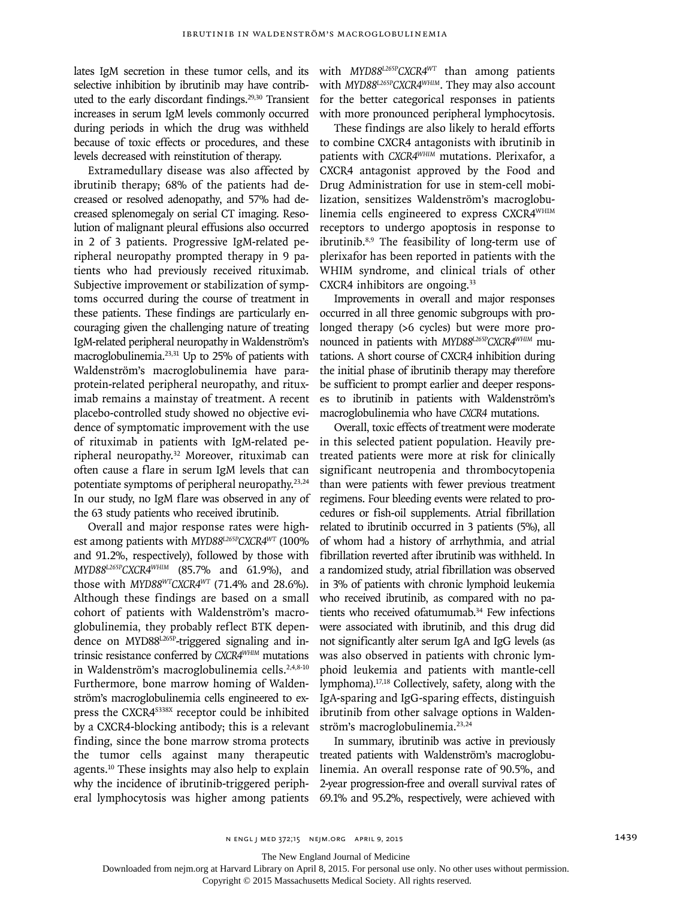lates IgM secretion in these tumor cells, and its selective inhibition by ibrutinib may have contributed to the early discordant findings.[29,30] Transient increases in serum IgM levels commonly occurred during periods in which the drug was withheld because of toxic effects or procedures, and these levels decreased with reinstitution of therapy.

Extramedullary disease was also affected by ibrutinib therapy; 68% of the patients had decreased or resolved adenopathy, and 57% had decreased splenomegaly on serial CT imaging. Resolution of malignant pleural effusions also occurred in 2 of 3 patients. Progressive IgM-related peripheral neuropathy prompted therapy in 9 patients who had previously received rituximab. Subjective improvement or stabilization of symptoms occurred during the course of treatment in these patients. These findings are particularly encouraging given the challenging nature of treating IgM-related peripheral neuropathy in Waldenström's macroglobulinemia.[23,31] Up to 25% of patients with Waldenström's macroglobulinemia have paraprotein-related peripheral neuropathy, and rituximab remains a mainstay of treatment. A recent placebo-controlled study showed no objective evidence of symptomatic improvement with the use of rituximab in patients with IgM-related peripheral neuropathy.[32] Moreover, rituximab can often cause a flare in serum IgM levels that can potentiate symptoms of peripheral neuropathy.[23,24] In our study, no IgM flare was observed in any of the 63 study patients who received ibrutinib.

Overall and major response rates were highest among patients with *MYD88*$^{L265P}$*CXCR4*$^{WT}$ (100% and 91.2%, respectively), followed by those with *MYD88*$^{L265P}$*CXCR4*$^{WHIM}$ (85.7% and 61.9%), and those with *MYD88*$^{WT}$*CXCR4*$^{WT}$ (71.4% and 28.6%). Although these findings are based on a small cohort of patients with Waldenström's macroglobulinemia, they probably reflect BTK dependence on MYD88$^{L265P}$-triggered signaling and intrinsic resistance conferred by *CXCR4*$^{WHIM}$ mutations in Waldenström's macroglobulinemia cells.[2,4,8-10] Furthermore, bone marrow homing of Waldenström's macroglobulinemia cells engineered to express the CXCR4$^{S338X}$ receptor could be inhibited by a CXCR4-blocking antibody; this is a relevant finding, since the bone marrow stroma protects the tumor cells against many therapeutic agents.[10] These insights may also help to explain why the incidence of ibrutinib-triggered peripheral lymphocytosis was higher among patients with *MYD88*$^{L265P}$*CXCR4*$^{WT}$ than among patients with *MYD88*$^{L265P}$*CXCR4*$^{WHIM}$. They may also account for the better categorical responses in patients with more pronounced peripheral lymphocytosis.

These findings are also likely to herald efforts to combine CXCR4 antagonists with ibrutinib in patients with *CXCR4*$^{WHIM}$ mutations. Plerixafor, a CXCR4 antagonist approved by the Food and Drug Administration for use in stem-cell mobilization, sensitizes Waldenström's macroglobulinemia cells engineered to express CXCR4$^{WHIM}$ receptors to undergo apoptosis in response to ibrutinib.[8,9] The feasibility of long-term use of plerixafor has been reported in patients with the WHIM syndrome, and clinical trials of other CXCR4 inhibitors are ongoing.[33]

Improvements in overall and major responses occurred in all three genomic subgroups with prolonged therapy (>6 cycles) but were more pronounced in patients with *MYD88*$^{L265P}$*CXCR4*$^{WHIM}$ mutations. A short course of CXCR4 inhibition during the initial phase of ibrutinib therapy may therefore be sufficient to prompt earlier and deeper responses to ibrutinib in patients with Waldenström's macroglobulinemia who have *CXCR4* mutations.

Overall, toxic effects of treatment were moderate in this selected patient population. Heavily pretreated patients were more at risk for clinically significant neutropenia and thrombocytopenia than were patients with fewer previous treatment regimens. Four bleeding events were related to procedures or fish-oil supplements. Atrial fibrillation related to ibrutinib occurred in 3 patients (5%), all of whom had a history of arrhythmia, and atrial fibrillation reverted after ibrutinib was withheld. In a randomized study, atrial fibrillation was observed in 3% of patients with chronic lymphoid leukemia who received ibrutinib, as compared with no patients who received ofatumumab.[34] Few infections were associated with ibrutinib, and this drug did not significantly alter serum IgA and IgG levels (as was also observed in patients with chronic lymphoid leukemia and patients with mantle-cell lymphoma).[17,18] Collectively, safety, along with the IgA-sparing and IgG-sparing effects, distinguish ibrutinib from other salvage options in Waldenström's macroglobulinemia.[23,24]

In summary, ibrutinib was active in previously treated patients with Waldenström's macroglobulinemia. An overall response rate of 90.5%, and 2-year progression-free and overall survival rates of 69.1% and 95.2%, respectively, were achieved with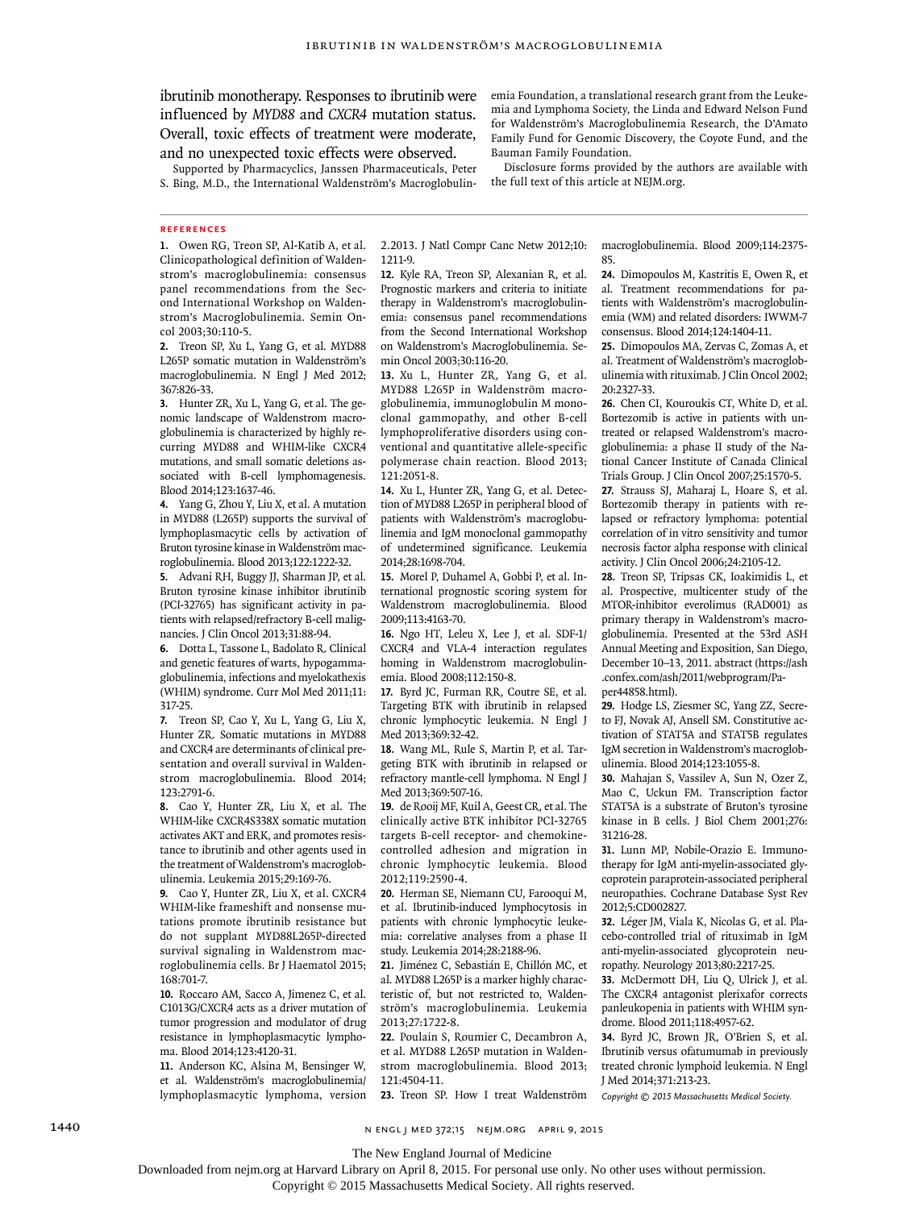ibrutinib monotherapy. Responses to ibrutinib were influenced by *MYD88* and *CXCR4* mutation status. Overall, toxic effects of treatment were moderate, and no unexpected toxic effects were observed.

Supported by Pharmacyclics, Janssen Pharmaceuticals, Peter S. Bing, M.D., the International Waldenström's Macroglobulinemia Foundation, a translational research grant from the Leukemia and Lymphoma Society, the Linda and Edward Nelson Fund for Waldenström's Macroglobulinemia Research, the D'Amato Family Fund for Genomic Discovery, the Coyote Fund, and the Bauman Family Foundation.

Disclosure forms provided by the authors are available with the full text of this article at NEJM.org.

## References

1. Owen RG, Treon SP, Al-Katib A, et al. Clinicopathological definition of Waldenstrom's macroglobulinemia: consensus panel recommendations from the Second International Workshop on Waldenstrom's Macroglobulinemia. Semin Oncol 2003;30:110-5.
2. Treon SP, Xu L, Yang G, et al. MYD88 L265P somatic mutation in Waldenström's macroglobulinemia. N Engl J Med 2012; 367:826-33.
3. Hunter ZR, Xu L, Yang G, et al. The genomic landscape of Waldenstrom macroglobulinemia is characterized by highly recurring MYD88 and WHIM-like CXCR4 mutations, and small somatic deletions associated with B-cell lymphomagenesis. Blood 2014;123:1637-46.
4. Yang G, Zhou Y, Liu X, et al. A mutation in MYD88 (L265P) supports the survival of lymphoplasmacytic cells by activation of Bruton tyrosine kinase in Waldenström macroglobulinemia. Blood 2013;122:1222-32.
5. Advani RH, Buggy JJ, Sharman JP, et al. Bruton tyrosine kinase inhibitor ibrutinib (PCI-32765) has significant activity in patients with relapsed/refractory B-cell malignancies. J Clin Oncol 2013;31:88-94.
6. Dotta L, Tassone L, Badolato R. Clinical and genetic features of warts, hypogammaglobulinemia, infections and myelokathexis (WHIM) syndrome. Curr Mol Med 2011;11: 317-25.
7. Treon SP, Cao Y, Xu L, Yang G, Liu X, Hunter ZR. Somatic mutations in MYD88 and CXCR4 are determinants of clinical presentation and overall survival in Waldenstrom macroglobulinemia. Blood 2014; 123:2791-6.
8. Cao Y, Hunter ZR, Liu X, et al. The WHIM-like CXCR4S338X somatic mutation activates AKT and ERK, and promotes resistance to ibrutinib and other agents used in the treatment of Waldenstrom's macroglobulinemia. Leukemia 2015;29:169-76.
9. Cao Y, Hunter ZR, Liu X, et al. CXCR4 WHIM-like frameshift and nonsense mutations promote ibrutinib resistance but do not supplant MYD88L265P-directed survival signaling in Waldenstrom macroglobulinemia cells. Br J Haematol 2015; 168:701-7.
10. Roccaro AM, Sacco A, Jimenez C, et al. C1013G/CXCR4 acts as a driver mutation of tumor progression and modulator of drug resistance in lymphoplasmacytic lymphoma. Blood 2014;123:4120-31.
11. Anderson KC, Alsina M, Bensinger W, et al. Waldenström's macroglobulinemia/lymphoplasmacytic lymphoma, version 2.2013. J Natl Compr Canc Netw 2012;10: 1211-9.
12. Kyle RA, Treon SP, Alexanian R, et al. Prognostic markers and criteria to initiate therapy in Waldenstrom's macroglobulinemia: consensus panel recommendations from the Second International Workshop on Waldenstrom's Macroglobulinemia. Semin Oncol 2003;30:116-20.
13. Xu L, Hunter ZR, Yang G, et al. MYD88 L265P in Waldenström macroglobulinemia, immunoglobulin M monoclonal gammopathy, and other B-cell lymphoproliferative disorders using conventional and quantitative allele-specific polymerase chain reaction. Blood 2013; 121:2051-8.
14. Xu L, Hunter ZR, Yang G, et al. Detection of MYD88 L265P in peripheral blood of patients with Waldenström's macroglobulinemia and IgM monoclonal gammopathy of undetermined significance. Leukemia 2014;28:1698-704.
15. Morel P, Duhamel A, Gobbi P, et al. International prognostic scoring system for Waldenstrom macroglobulinemia. Blood 2009;113:4163-70.
16. Ngo HT, Leleu X, Lee J, et al. SDF-1/CXCR4 and VLA-4 interaction regulates homing in Waldenstrom macroglobulinemia. Blood 2008;112:150-8.
17. Byrd JC, Furman RR, Coutre SE, et al. Targeting BTK with ibrutinib in relapsed chronic lymphocytic leukemia. N Engl J Med 2013;369:32-42.
18. Wang ML, Rule S, Martin P, et al. Targeting BTK with ibrutinib in relapsed or refractory mantle-cell lymphoma. N Engl J Med 2013;369:507-16.
19. de Rooij MF, Kuil A, Geest CR, et al. The clinically active BTK inhibitor PCI-32765 targets B-cell receptor- and chemokine-controlled adhesion and migration in chronic lymphocytic leukemia. Blood 2012;119:2590-4.
20. Herman SE, Niemann CU, Farooqui M, et al. Ibrutinib-induced lymphocytosis in patients with chronic lymphocytic leukemia: correlative analyses from a phase II study. Leukemia 2014;28:2188-96.
21. Jiménez C, Sebastián E, Chillón MC, et al. MYD88 L265P is a marker highly characteristic of, but not restricted to, Waldenström's macroglobulinemia. Leukemia 2013;27:1722-8.
22. Poulain S, Roumier C, Decambron A, et al. MYD88 L265P mutation in Waldenstrom macroglobulinemia. Blood 2013; 121:4504-11.
23. Treon SP. How I treat Waldenström macroglobulinemia. Blood 2009;114:2375-85.
24. Dimopoulos M, Kastritis E, Owen R, et al. Treatment recommendations for patients with Waldenström's macroglobulinemia (WM) and related disorders: IWWM-7 consensus. Blood 2014;124:1404-11.
25. Dimopoulos MA, Zervas C, Zomas A, et al. Treatment of Waldenström's macroglobulinemia with rituximab. J Clin Oncol 2002; 20:2327-33.
26. Chen CI, Kouroukis CT, White D, et al. Bortezomib is active in patients with untreated or relapsed Waldenström's macroglobulinemia: a phase II study of the National Cancer Institute of Canada Clinical Trials Group. J Clin Oncol 2007;25:1570-5.
27. Strauss SJ, Maharaj L, Hoare S, et al. Bortezomib therapy in patients with relapsed or refractory lymphoma: potential correlation of in vitro sensitivity and tumor necrosis factor alpha response with clinical activity. J Clin Oncol 2006;24:2105-12.
28. Treon SP, Tripsas CK, Ioakimidis L, et al. Prospective, multicenter study of the MTOR-inhibitor everolimus (RAD001) as primary therapy in Waldenstrom's macroglobulinemia. Presented at the 53rd ASH Annual Meeting and Exposition, San Diego, December 10–13, 2011. abstract (https://ash.confex.com/ash/2011/webprogram/Paper44858.html).
29. Hodge LS, Ziesmer SC, Yang ZZ, Secreto FJ, Novak AJ, Ansell SM. Constitutive activation of STAT5A and STAT5B regulates IgM secretion in Waldenström's macroglobulinemia. Blood 2014;123:1055-8.
30. Mahajan S, Vassilev A, Sun N, Ozer Z, Mao C, Uckun FM. Transcription factor STAT5A is a substrate of Bruton's tyrosine kinase in B cells. J Biol Chem 2001;276: 31216-28.
31. Lunn MP, Nobile-Orazio E. Immunotherapy for IgM anti-myelin-associated glycoprotein paraprotein-associated peripheral neuropathies. Cochrane Database Syst Rev 2012;5:CD002827.
32. Léger JM, Viala K, Nicolas G, et al. Placebo-controlled trial of rituximab in IgM anti-myelin-associated glycoprotein neuropathy. Neurology 2013;80:2217-25.
33. McDermott DH, Liu Q, Ulrick J, et al. The CXCR4 antagonist plerixafor corrects panleukopenia in patients with WHIM syndrome. Blood 2011;118:4957-62.
34. Byrd JC, Brown JR, O'Brien S, et al. Ibrutinib versus ofatumumab in previously treated chronic lymphoid leukemia. N Engl J Med 2014;371:213-23.

*Copyright © 2015 Massachusetts Medical Society.*